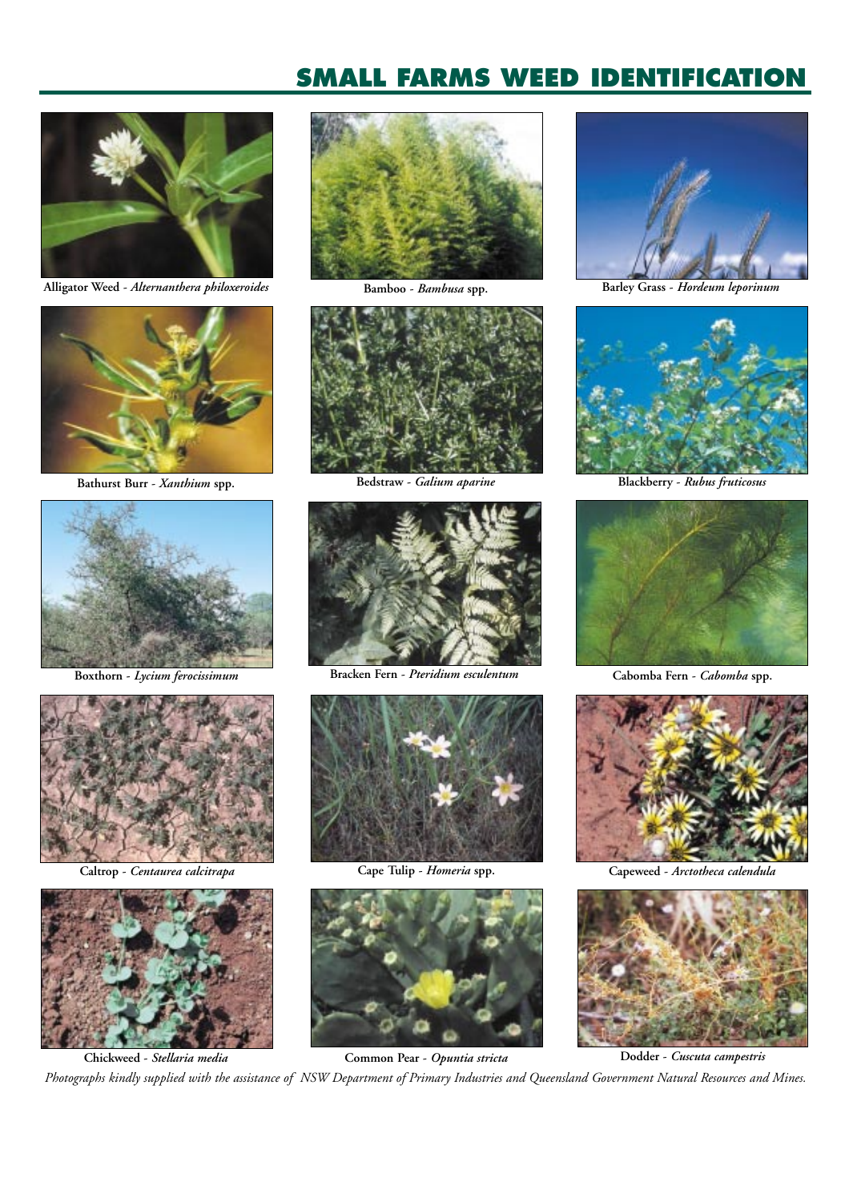# SMALL FARMS WEED IDENTIFICATION

**Alligator Weed** - ***Alternanthera philoxeroides***

**Bamboo** - ***Bambusa* spp.**

**Barley Grass** - ***Hordeum leporinum***

**Bathurst Burr** - ***Xanthium* spp.**

**Bedstraw** - ***Galium aparine***

**Blackberry** - ***Rubus fruticosus***

**Boxthorn** - ***Lycium ferocissimum***

**Bracken Fern** - ***Pteridium esculentum***

**Cabomba Fern** - ***Cabomba* spp.**

**Caltrop** - ***Centaurea calcitrapa***

**Cape Tulip** - ***Homeria* spp.**

**Capeweed** - ***Arctotheca calendula***

**Chickweed** - ***Stellaria media***

**Common Pear** - ***Opuntia stricta***

**Dodder** - ***Cuscuta campestris***

*Photographs kindly supplied with the assistance of NSW Department of Primary Industries and Queensland Government Natural Resources and Mines.*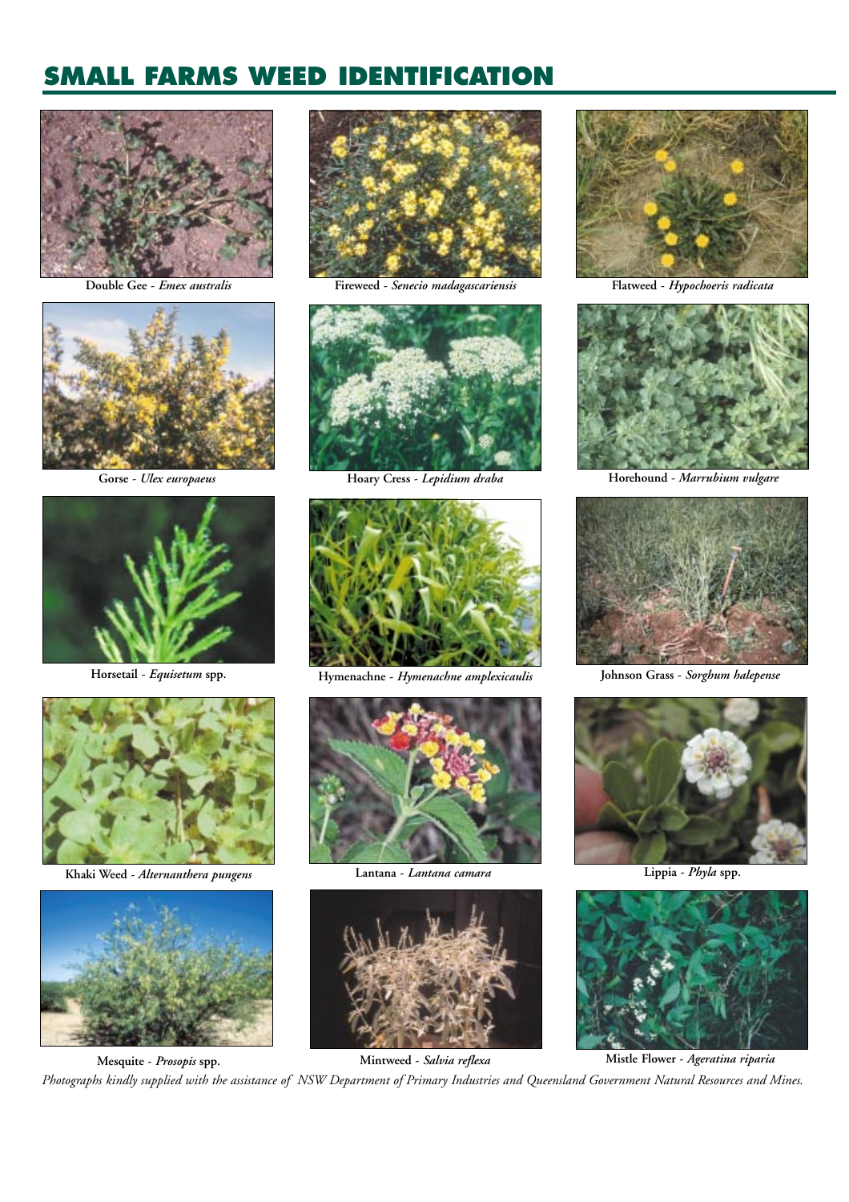# SMALL FARMS WEED IDENTIFICATION

**Double Gee** - ***Emex australis***

**Fireweed** - ***Senecio madagascariensis***

**Flatweed** - ***Hypochoeris radicata***

**Gorse** - ***Ulex europaeus***

**Hoary Cress** - ***Lepidium draba***

**Horehound** - ***Marrubium vulgare***

**Horsetail** - ***Equisetum* spp.**

**Hymenachne** - ***Hymenachne amplexicaulis***

**Johnson Grass** - ***Sorghum halepense***

**Khaki Weed** - ***Alternanthera pungens***

**Lantana** - ***Lantana camara***

**Lippia** - ***Phyla* spp.**

**Mesquite** - ***Prosopis* spp.**

**Mintweed** - ***Salvia reflexa***

**Mistle Flower** - ***Ageratina riparia***

*Photographs kindly supplied with the assistance of NSW Department of Primary Industries and Queensland Government Natural Resources and Mines.*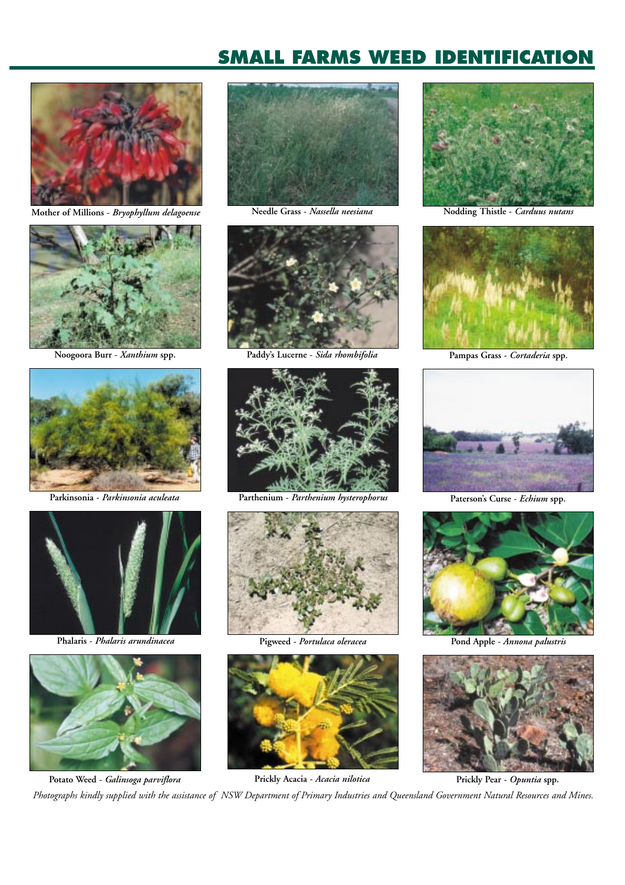# SMALL FARMS WEED IDENTIFICATION

**Mother of Millions** - ***Bryophyllum delagoense***

**Needle Grass** - ***Nassella neesiana***

**Nodding Thistle** - ***Carduus nutans***

**Noogoora Burr** - ***Xanthium*** **spp.**

**Paddy's Lucerne** - ***Sida rhombifolia***

**Pampas Grass** - ***Cortaderia*** **spp.**

**Parkinsonia** - ***Parkinsonia aculeata***

**Parthenium** - ***Parthenium hysterophorus***

**Paterson's Curse** - ***Echium*** **spp.**

**Phalaris** - ***Phalaris arundinacea***

**Pigweed** - ***Portulaca oleracea***

**Pond Apple** - ***Annona palustris***

**Potato Weed** - ***Galinsoga parviflora***

**Prickly Acacia** - ***Acacia nilotica***

**Prickly Pear** - ***Opuntia*** **spp.**

*Photographs kindly supplied with the assistance of NSW Department of Primary Industries and Queensland Government Natural Resources and Mines.*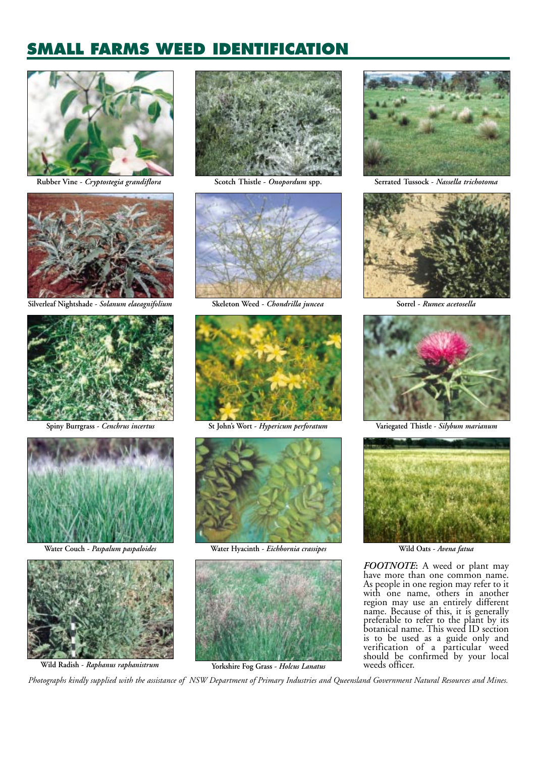# SMALL FARMS WEED IDENTIFICATION

Rubber Vine - *Cryptostegia grandiflora*

Scotch Thistle - *Onopordum* spp.

Serrated Tussock - *Nassella trichotoma*

Silverleaf Nightshade - *Solanum elaeagnifolium*

Skeleton Weed - *Chondrilla juncea*

Sorrel - *Rumex acetosella*

Spiny Burrgrass - *Cenchrus incertus*

St John's Wort - *Hypericum perforatum*

Variegated Thistle - *Silybum marianum*

Water Couch - *Paspalum paspaloides*

Water Hyacinth - *Eichhornia crassipes*

Wild Oats - *Avena fatua*

Wild Radish - *Raphanus raphanistrum*

Yorkshire Fog Grass - *Holcus Lanatus*

***FOOTNOTE***: A weed or plant may have more than one common name. As people in one region may refer to it with one name, others in another region may use an entirely different name. Because of this, it is generally preferable to refer to the plant by its botanical name. This weed ID section is to be used as a guide only and verification of a particular weed should be confirmed by your local weeds officer.

*Photographs kindly supplied with the assistance of NSW Department of Primary Industries and Queensland Government Natural Resources and Mines.*